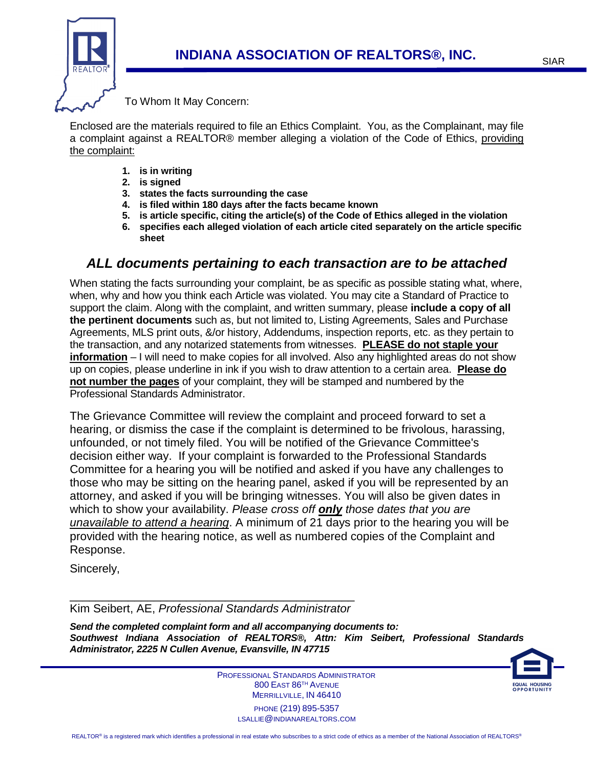# INDIANA ASSOCIATION OF REALTORS®, INC.

SIAR

To Whom It May Concern:

Enclosed are the materials required to file an Ethics Complaint. You, as the Complainant, may file a complaint against a REALTOR® member alleging a violation of the Code of Ethics, providing the complaint:

1. **is in writing**
2. **is signed**
3. **states the facts surrounding the case**
4. **is filed within 180 days after the facts became known**
5. **is article specific, citing the article(s) of the Code of Ethics alleged in the violation**
6. **specifies each alleged violation of each article cited separately on the article specific sheet**

## *ALL documents pertaining to each transaction are to be attached*

When stating the facts surrounding your complaint, be as specific as possible stating what, where, when, why and how you think each Article was violated. You may cite a Standard of Practice to support the claim. Along with the complaint, and written summary, please **include a copy of all the pertinent documents** such as, but not limited to, Listing Agreements, Sales and Purchase Agreements, MLS print outs, &/or history, Addendums, inspection reports, etc. as they pertain to the transaction, and any notarized statements from witnesses. **PLEASE do not staple your information** – I will need to make copies for all involved. Also any highlighted areas do not show up on copies, please underline in ink if you wish to draw attention to a certain area. **Please do not number the pages** of your complaint, they will be stamped and numbered by the Professional Standards Administrator.

The Grievance Committee will review the complaint and proceed forward to set a hearing, or dismiss the case if the complaint is determined to be frivolous, harassing, unfounded, or not timely filed. You will be notified of the Grievance Committee's decision either way. If your complaint is forwarded to the Professional Standards Committee for a hearing you will be notified and asked if you have any challenges to those who may be sitting on the hearing panel, asked if you will be represented by an attorney, and asked if you will be bringing witnesses. You will also be given dates in which to show your availability. *Please cross off **only** those dates that you are unavailable to attend a hearing*. A minimum of 21 days prior to the hearing you will be provided with the hearing notice, as well as numbered copies of the Complaint and Response.

Sincerely,

\_\_\_\_\_\_\_\_\_\_\_\_\_\_\_\_\_\_\_\_\_\_\_\_\_\_\_\_\_\_\_\_\_\_\_\_\_\_\_\_\_\_\_\_

Kim Seibert, AE, *Professional Standards Administrator*

***Send the completed complaint form and all accompanying documents to:***
***Southwest Indiana Association of REALTORS®, Attn: Kim Seibert, Professional Standards Administrator, 2225 N Cullen Avenue, Evansville, IN 47715***

PROFESSIONAL STANDARDS ADMINISTRATOR
800 EAST 86TH AVENUE
MERRILLVILLE, IN 46410
PHONE (219) 895-5357
LSALLIE@INDIANAREALTORS.COM

EQUAL HOUSING OPPORTUNITY

REALTOR® is a registered mark which identifies a professional in real estate who subscribes to a strict code of ethics as a member of the National Association of REALTORS®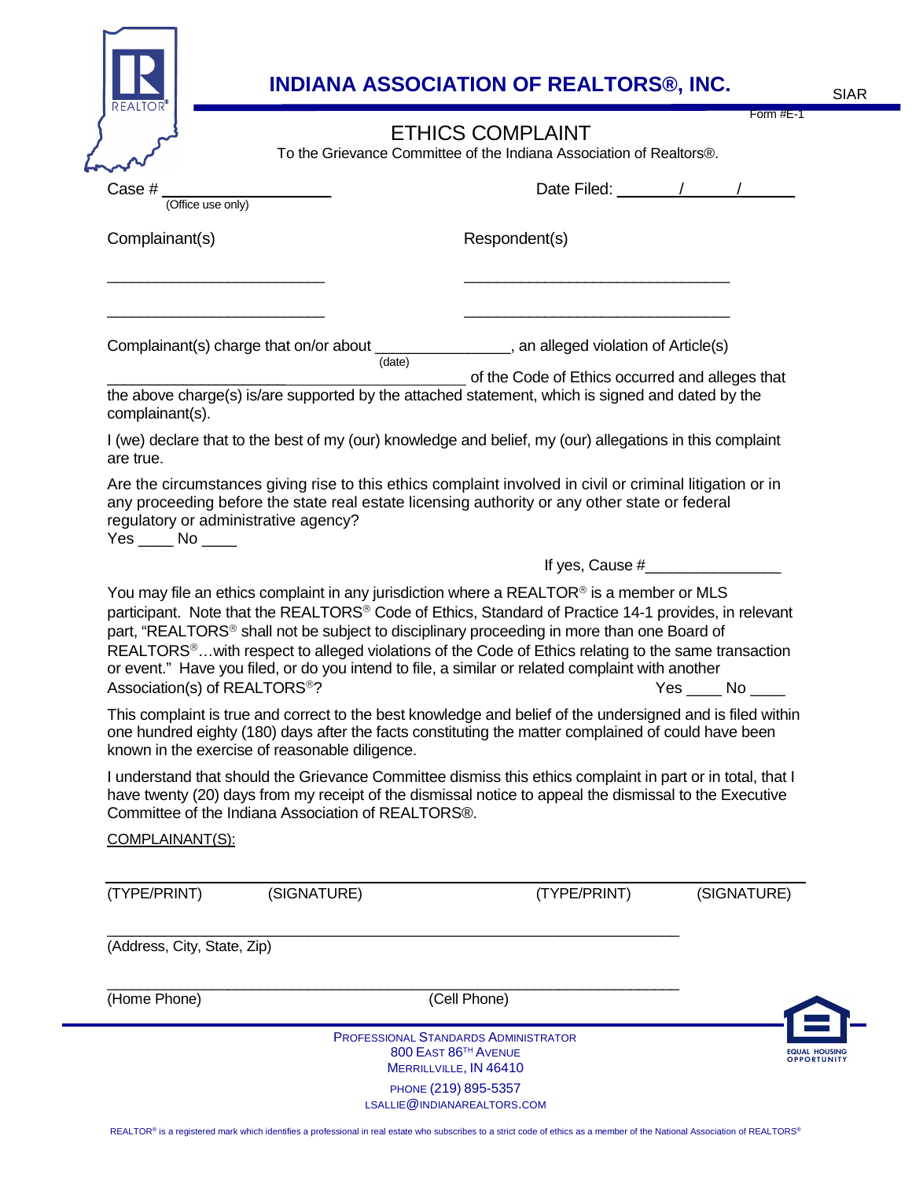# INDIANA ASSOCIATION OF REALTORS®, INC.

SIAR

Form #E-1

## ETHICS COMPLAINT

To the Grievance Committee of the Indiana Association of Realtors®.

Case # ____________________ (Office use only)

Date Filed: ______/______/______

Complainant(s)

___________________________

___________________________

Respondent(s)

_________________________________

_________________________________

Complainant(s) charge that on/or about _______________ (date), an alleged violation of Article(s) ________________________________________ of the Code of Ethics occurred and alleges that the above charge(s) is/are supported by the attached statement, which is signed and dated by the complainant(s).

I (we) declare that to the best of my (our) knowledge and belief, my (our) allegations in this complaint are true.

Are the circumstances giving rise to this ethics complaint involved in civil or criminal litigation or in any proceeding before the state real estate licensing authority or any other state or federal regulatory or administrative agency?

Yes ____ No ____

If yes, Cause #_______________

You may file an ethics complaint in any jurisdiction where a REALTOR® is a member or MLS participant. Note that the REALTORS® Code of Ethics, Standard of Practice 14-1 provides, in relevant part, "REALTORS® shall not be subject to disciplinary proceeding in more than one Board of REALTORS®…with respect to alleged violations of the Code of Ethics relating to the same transaction or event." Have you filed, or do you intend to file, a similar or related complaint with another Association(s) of REALTORS®? Yes ____ No ____

This complaint is true and correct to the best knowledge and belief of the undersigned and is filed within one hundred eighty (180) days after the facts constituting the matter complained of could have been known in the exercise of reasonable diligence.

I understand that should the Grievance Committee dismiss this ethics complaint in part or in total, that I have twenty (20) days from my receipt of the dismissal notice to appeal the dismissal to the Executive Committee of the Indiana Association of REALTORS®.

COMPLAINANT(S):

(TYPE/PRINT) (SIGNATURE) (TYPE/PRINT) (SIGNATURE)

_______________________________________________________________________

(Address, City, State, Zip)

_______________________________________________________________________

(Home Phone) (Cell Phone)

PROFESSIONAL STANDARDS ADMINISTRATOR
800 EAST 86TH AVENUE
MERRILLVILLE, IN 46410
PHONE (219) 895-5357
LSALLIE@INDIANAREALTORS.COM

EQUAL HOUSING OPPORTUNITY

REALTOR® is a registered mark which identifies a professional in real estate who subscribes to a strict code of ethics as a member of the National Association of REALTORS®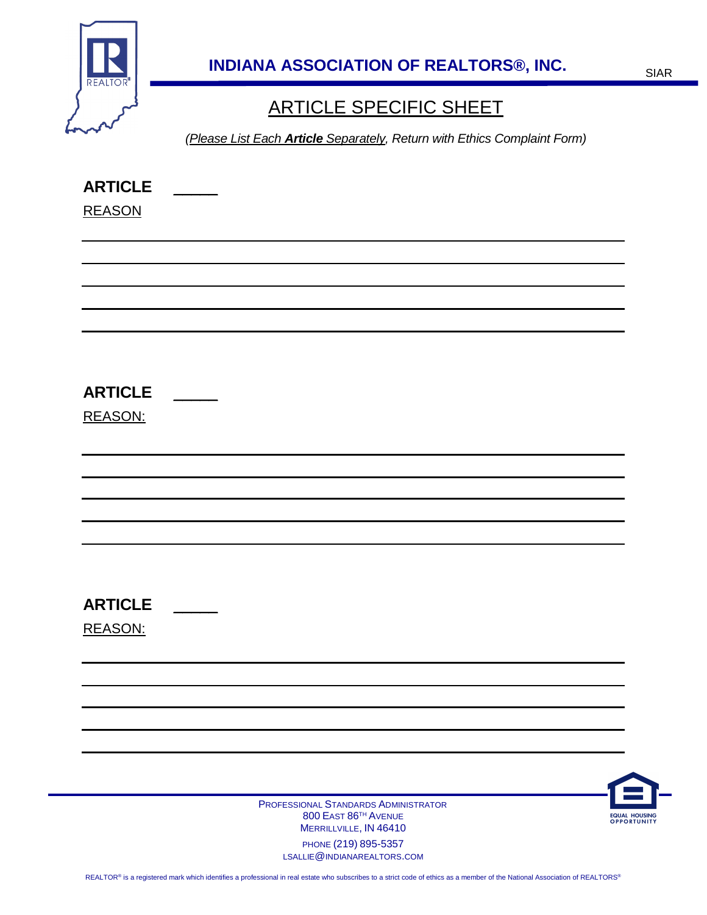# INDIANA ASSOCIATION OF REALTORS®, INC.

SIAR

## ARTICLE SPECIFIC SHEET

*(Please List Each **Article** Separately, Return with Ethics Complaint Form)*

**ARTICLE** _____

REASON

______________________________________________________________________

______________________________________________________________________

______________________________________________________________________

______________________________________________________________________

______________________________________________________________________

**ARTICLE** _____

REASON:

______________________________________________________________________

______________________________________________________________________

______________________________________________________________________

______________________________________________________________________

______________________________________________________________________

**ARTICLE** _____

REASON:

______________________________________________________________________

______________________________________________________________________

______________________________________________________________________

______________________________________________________________________

______________________________________________________________________

PROFESSIONAL STANDARDS ADMINISTRATOR
800 EAST 86TH AVENUE
MERRILLVILLE, IN 46410
PHONE (219) 895-5357
LSALLIE@INDIANAREALTORS.COM

EQUAL HOUSING OPPORTUNITY

REALTOR® is a registered mark which identifies a professional in real estate who subscribes to a strict code of ethics as a member of the National Association of REALTORS®